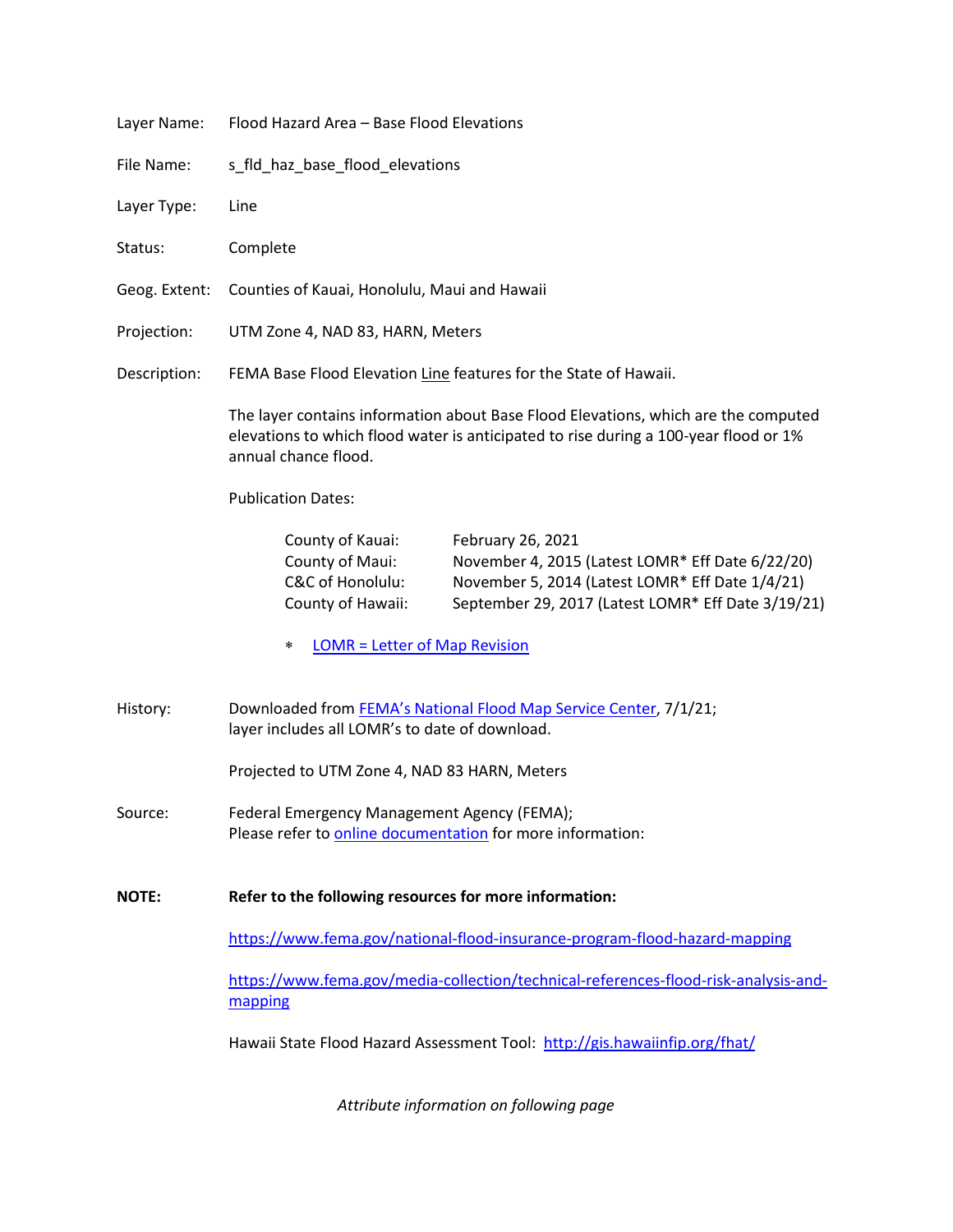Layer Name: Flood Hazard Area – Base Flood Elevations

File Name: s_fld_haz_base_flood_elevations

Layer Type: Line

Status: Complete

Geog. Extent: Counties of Kauai, Honolulu, Maui and Hawaii

Projection: UTM Zone 4, NAD 83, HARN, Meters

Description: FEMA Base Flood Elevation Line features for the State of Hawaii.

The layer contains information about Base Flood Elevations, which are the computed elevations to which flood water is anticipated to rise during a 100-year flood or 1% annual chance flood.

Publication Dates:

| | |
|---|---|
| County of Kauai: | February 26, 2021 |
| County of Maui: | November 4, 2015 (Latest LOMR* Eff Date 6/22/20) |
| C&C of Honolulu: | November 5, 2014 (Latest LOMR* Eff Date 1/4/21) |
| County of Hawaii: | September 29, 2017 (Latest LOMR* Eff Date 3/19/21) |

\* LOMR = Letter of Map Revision

History: Downloaded from FEMA's National Flood Map Service Center, 7/1/21; layer includes all LOMR's to date of download.

Projected to UTM Zone 4, NAD 83 HARN, Meters

Source: Federal Emergency Management Agency (FEMA); Please refer to online documentation for more information:

**NOTE: Refer to the following resources for more information:**

https://www.fema.gov/national-flood-insurance-program-flood-hazard-mapping

https://www.fema.gov/media-collection/technical-references-flood-risk-analysis-and-mapping

Hawaii State Flood Hazard Assessment Tool: http://gis.hawaiinfip.org/fhat/

*Attribute information on following page*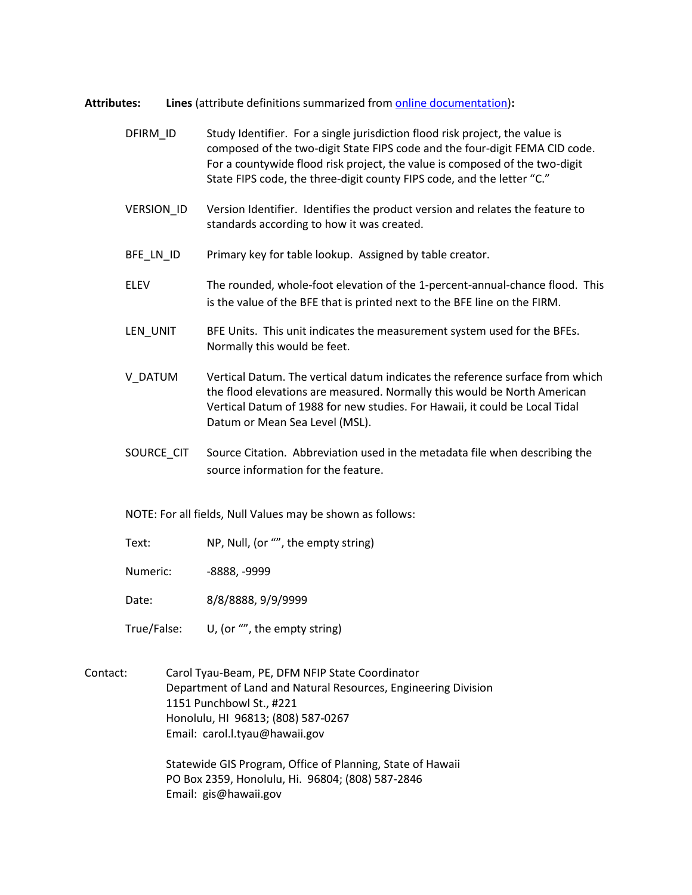**Attributes:** **Lines** (attribute definitions summarized from [online documentation](online documentation)**):**

DFIRM_ID — Study Identifier. For a single jurisdiction flood risk project, the value is composed of the two-digit State FIPS code and the four-digit FEMA CID code. For a countywide flood risk project, the value is composed of the two-digit State FIPS code, the three-digit county FIPS code, and the letter "C."

VERSION_ID — Version Identifier. Identifies the product version and relates the feature to standards according to how it was created.

BFE_LN_ID — Primary key for table lookup. Assigned by table creator.

ELEV — The rounded, whole-foot elevation of the 1-percent-annual-chance flood. This is the value of the BFE that is printed next to the BFE line on the FIRM.

LEN_UNIT — BFE Units. This unit indicates the measurement system used for the BFEs. Normally this would be feet.

V_DATUM — Vertical Datum. The vertical datum indicates the reference surface from which the flood elevations are measured. Normally this would be North American Vertical Datum of 1988 for new studies. For Hawaii, it could be Local Tidal Datum or Mean Sea Level (MSL).

SOURCE_CIT — Source Citation. Abbreviation used in the metadata file when describing the source information for the feature.

NOTE: For all fields, Null Values may be shown as follows:

Text: NP, Null, (or "", the empty string)

Numeric: -8888, -9999

Date: 8/8/8888, 9/9/9999

True/False: U, (or "", the empty string)

Contact: Carol Tyau-Beam, PE, DFM NFIP State Coordinator
Department of Land and Natural Resources, Engineering Division
1151 Punchbowl St., #221
Honolulu, HI 96813; (808) 587-0267
Email: carol.l.tyau@hawaii.gov

Statewide GIS Program, Office of Planning, State of Hawaii
PO Box 2359, Honolulu, Hi. 96804; (808) 587-2846
Email: gis@hawaii.gov